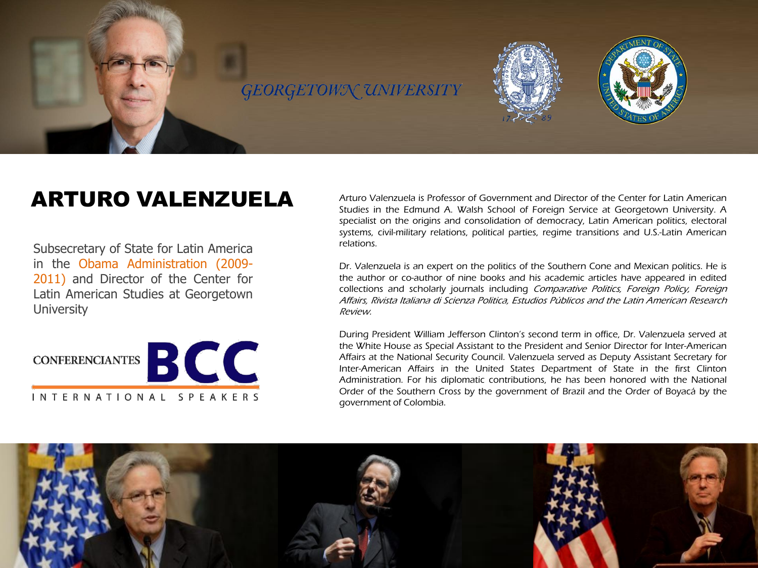GEORGETOWN UNIVERSITY

# ARTURO VALENZUELA

Subsecretary of State for Latin America in the Obama Administration (2009-2011) and Director of the Center for Latin American Studies at Georgetown University

CONFERENCIANTES BCC

INTERNATIONAL SPEAKERS

Arturo Valenzuela is Professor of Government and Director of the Center for Latin American Studies in the Edmund A. Walsh School of Foreign Service at Georgetown University. A specialist on the origins and consolidation of democracy, Latin American politics, electoral systems, civil-military relations, political parties, regime transitions and U.S.-Latin American relations.

Dr. Valenzuela is an expert on the politics of the Southern Cone and Mexican politics. He is the author or co-author of nine books and his academic articles have appeared in edited collections and scholarly journals including *Comparative Politics, Foreign Policy, Foreign Affairs, Rivista Italiana di Scienza Politica, Estudios Públicos and the Latin American Research Review.*

During President William Jefferson Clinton's second term in office, Dr. Valenzuela served at the White House as Special Assistant to the President and Senior Director for Inter-American Affairs at the National Security Council. Valenzuela served as Deputy Assistant Secretary for Inter-American Affairs in the United States Department of State in the first Clinton Administration. For his diplomatic contributions, he has been honored with the National Order of the Southern Cross by the government of Brazil and the Order of Boyacá by the government of Colombia.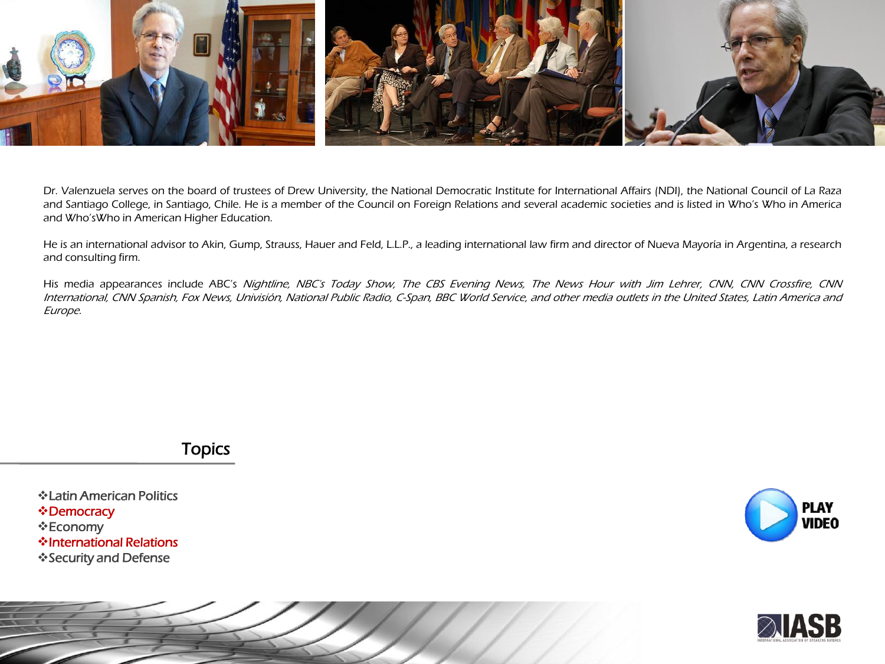Dr. Valenzuela serves on the board of trustees of Drew University, the National Democratic Institute for International Affairs (NDI), the National Council of La Raza and Santiago College, in Santiago, Chile. He is a member of the Council on Foreign Relations and several academic societies and is listed in Who's Who in America and Who'sWho in American Higher Education.

He is an international advisor to Akin, Gump, Strauss, Hauer and Feld, L.L.P., a leading international law firm and director of Nueva Mayoría in Argentina, a research and consulting firm.

His media appearances include ABC's *Nightline, NBC's Today Show, The CBS Evening News, The News Hour with Jim Lehrer, CNN, CNN Crossfire, CNN International, CNN Spanish, Fox News, Univisión, National Public Radio, C-Span, BBC World Service, and other media outlets in the United States, Latin America and Europe.*

## Topics

- ❖Latin American Politics
- ❖Democracy
- ❖Economy
- ❖International Relations
- ❖Security and Defense

PLAY VIDEO

IASB INTERNATIONAL ASSOCIATION OF SPEAKERS BUREAUS